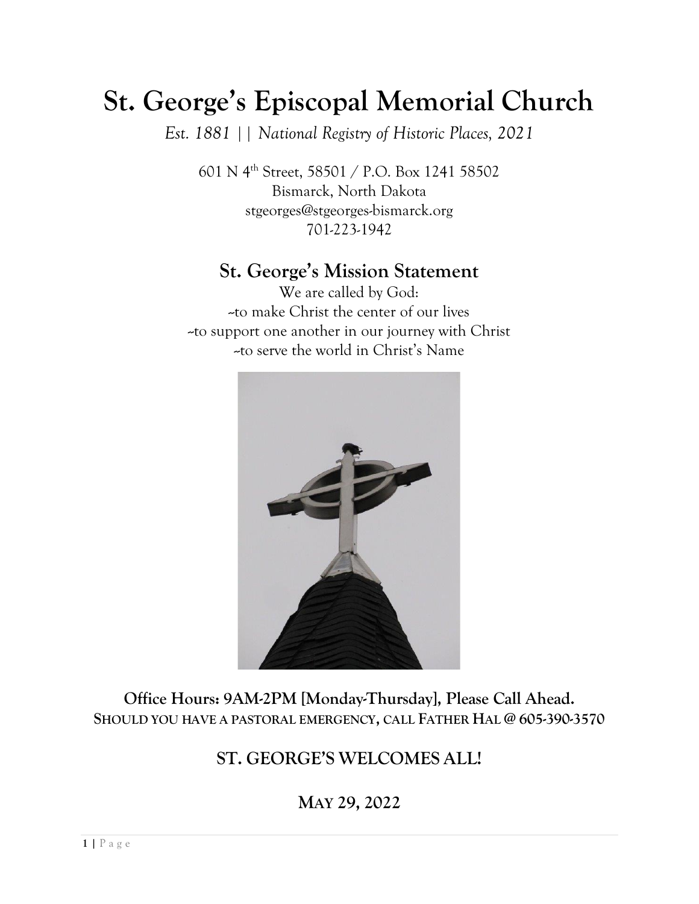# St. George's Episcopal Memorial Church

*Est. 1881 || National Registry of Historic Places, 2021*

601 N 4th Street, 58501 / P.O. Box 1241 58502
Bismarck, North Dakota
stgeorges@stgeorges-bismarck.org
701-223-1942

## St. George's Mission Statement

We are called by God:
~to make Christ the center of our lives
~to support one another in our journey with Christ
~to serve the world in Christ's Name

**Office Hours: 9AM-2PM [Monday-Thursday], Please Call Ahead.**
**SHOULD YOU HAVE A PASTORAL EMERGENCY, CALL FATHER HAL @ 605-390-3570**

## ST. GEORGE'S WELCOMES ALL!

## MAY 29, 2022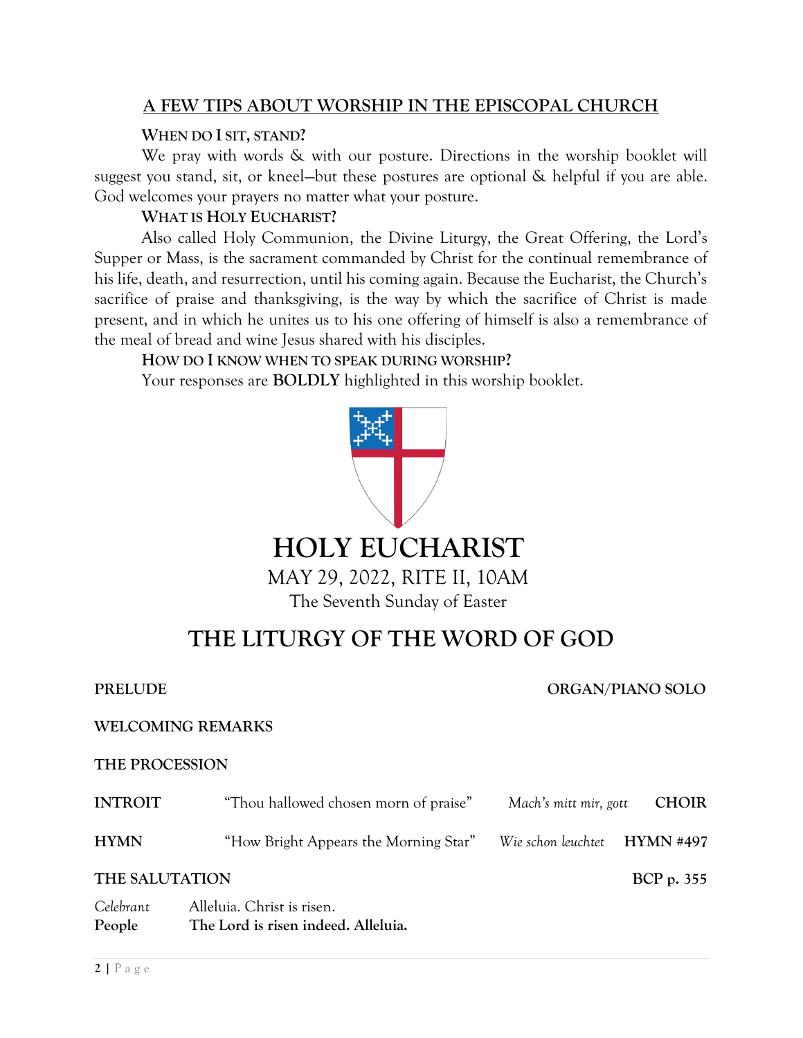## A FEW TIPS ABOUT WORSHIP IN THE EPISCOPAL CHURCH

**WHEN DO I SIT, STAND?**

We pray with words & with our posture. Directions in the worship booklet will suggest you stand, sit, or kneel—but these postures are optional & helpful if you are able. God welcomes your prayers no matter what your posture.

**WHAT IS HOLY EUCHARIST?**

Also called Holy Communion, the Divine Liturgy, the Great Offering, the Lord's Supper or Mass, is the sacrament commanded by Christ for the continual remembrance of his life, death, and resurrection, until his coming again. Because the Eucharist, the Church's sacrifice of praise and thanksgiving, is the way by which the sacrifice of Christ is made present, and in which he unites us to his one offering of himself is also a remembrance of the meal of bread and wine Jesus shared with his disciples.

**HOW DO I KNOW WHEN TO SPEAK DURING WORSHIP?**

Your responses are **BOLDLY** highlighted in this worship booklet.

# HOLY EUCHARIST

MAY 29, 2022, RITE II, 10AM

The Seventh Sunday of Easter

# THE LITURGY OF THE WORD OF GOD

**PRELUDE** — **ORGAN/PIANO SOLO**

**WELCOMING REMARKS**

**THE PROCESSION**

**INTROIT** — "Thou hallowed chosen morn of praise" — *Mach's mitt mir, gott* — **CHOIR**

**HYMN** — "How Bright Appears the Morning Star" — *Wie schon leuchtet* — **HYMN #497**

**THE SALUTATION** — **BCP p. 355**

*Celebrant* Alleluia. Christ is risen.

**People The Lord is risen indeed. Alleluia.**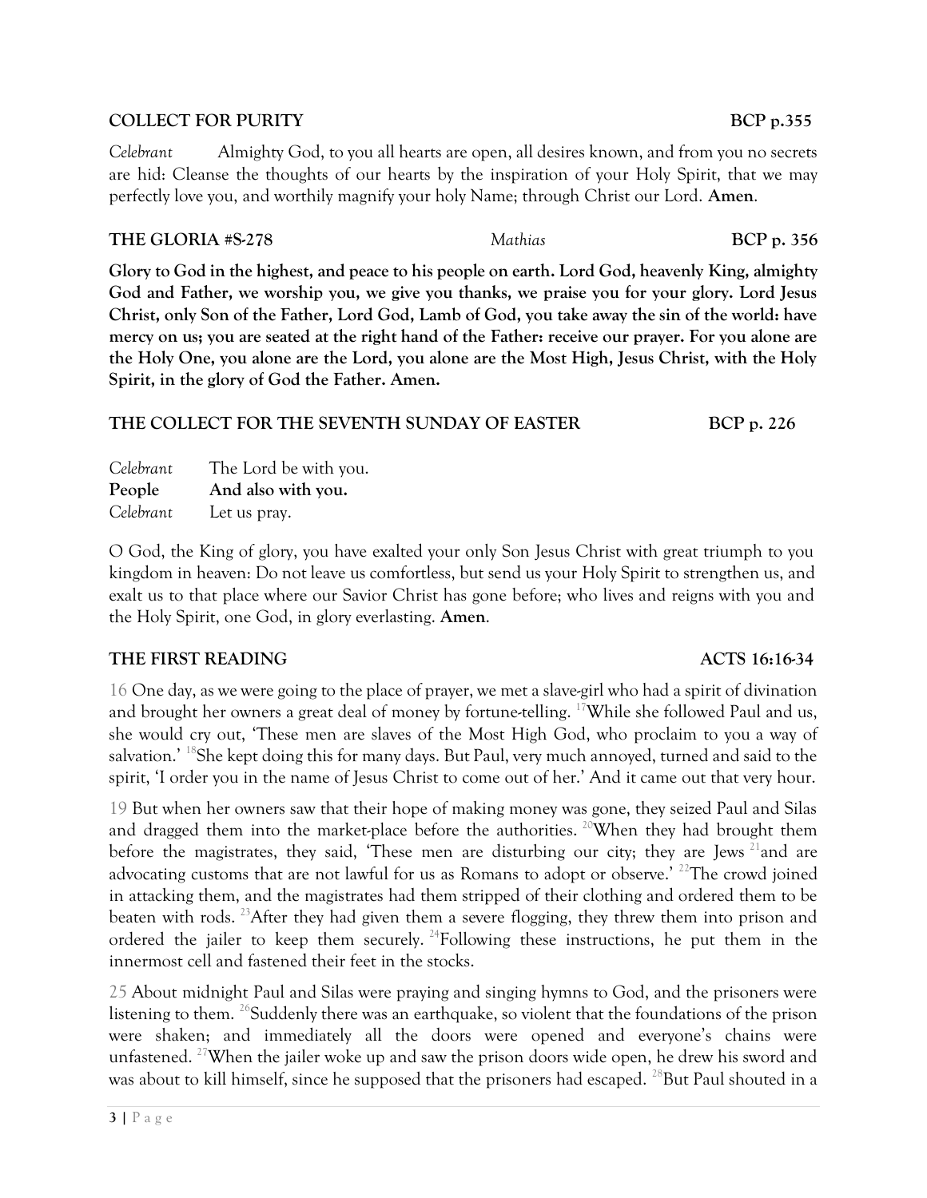## COLLECT FOR PURITY BCP p.355

*Celebrant* Almighty God, to you all hearts are open, all desires known, and from you no secrets are hid: Cleanse the thoughts of our hearts by the inspiration of your Holy Spirit, that we may perfectly love you, and worthily magnify your holy Name; through Christ our Lord. **Amen**.

## THE GLORIA #S-278 *Mathias* BCP p. 356

**Glory to God in the highest, and peace to his people on earth. Lord God, heavenly King, almighty God and Father, we worship you, we give you thanks, we praise you for your glory. Lord Jesus Christ, only Son of the Father, Lord God, Lamb of God, you take away the sin of the world: have mercy on us; you are seated at the right hand of the Father: receive our prayer. For you alone are the Holy One, you alone are the Lord, you alone are the Most High, Jesus Christ, with the Holy Spirit, in the glory of God the Father. Amen.**

## THE COLLECT FOR THE SEVENTH SUNDAY OF EASTER BCP p. 226

*Celebrant* The Lord be with you.
**People And also with you.**
*Celebrant* Let us pray.

O God, the King of glory, you have exalted your only Son Jesus Christ with great triumph to you kingdom in heaven: Do not leave us comfortless, but send us your Holy Spirit to strengthen us, and exalt us to that place where our Savior Christ has gone before; who lives and reigns with you and the Holy Spirit, one God, in glory everlasting. **Amen**.

## THE FIRST READING ACTS 16:16-34

16 One day, as we were going to the place of prayer, we met a slave-girl who had a spirit of divination and brought her owners a great deal of money by fortune-telling. [17]While she followed Paul and us, she would cry out, 'These men are slaves of the Most High God, who proclaim to you a way of salvation.' [18]She kept doing this for many days. But Paul, very much annoyed, turned and said to the spirit, 'I order you in the name of Jesus Christ to come out of her.' And it came out that very hour.

19 But when her owners saw that their hope of making money was gone, they seized Paul and Silas and dragged them into the market-place before the authorities. [20]When they had brought them before the magistrates, they said, 'These men are disturbing our city; they are Jews [21]and are advocating customs that are not lawful for us as Romans to adopt or observe.' [22]The crowd joined in attacking them, and the magistrates had them stripped of their clothing and ordered them to be beaten with rods. [23]After they had given them a severe flogging, they threw them into prison and ordered the jailer to keep them securely. [24]Following these instructions, he put them in the innermost cell and fastened their feet in the stocks.

25 About midnight Paul and Silas were praying and singing hymns to God, and the prisoners were listening to them. [26]Suddenly there was an earthquake, so violent that the foundations of the prison were shaken; and immediately all the doors were opened and everyone's chains were unfastened. [27]When the jailer woke up and saw the prison doors wide open, he drew his sword and was about to kill himself, since he supposed that the prisoners had escaped. [28]But Paul shouted in a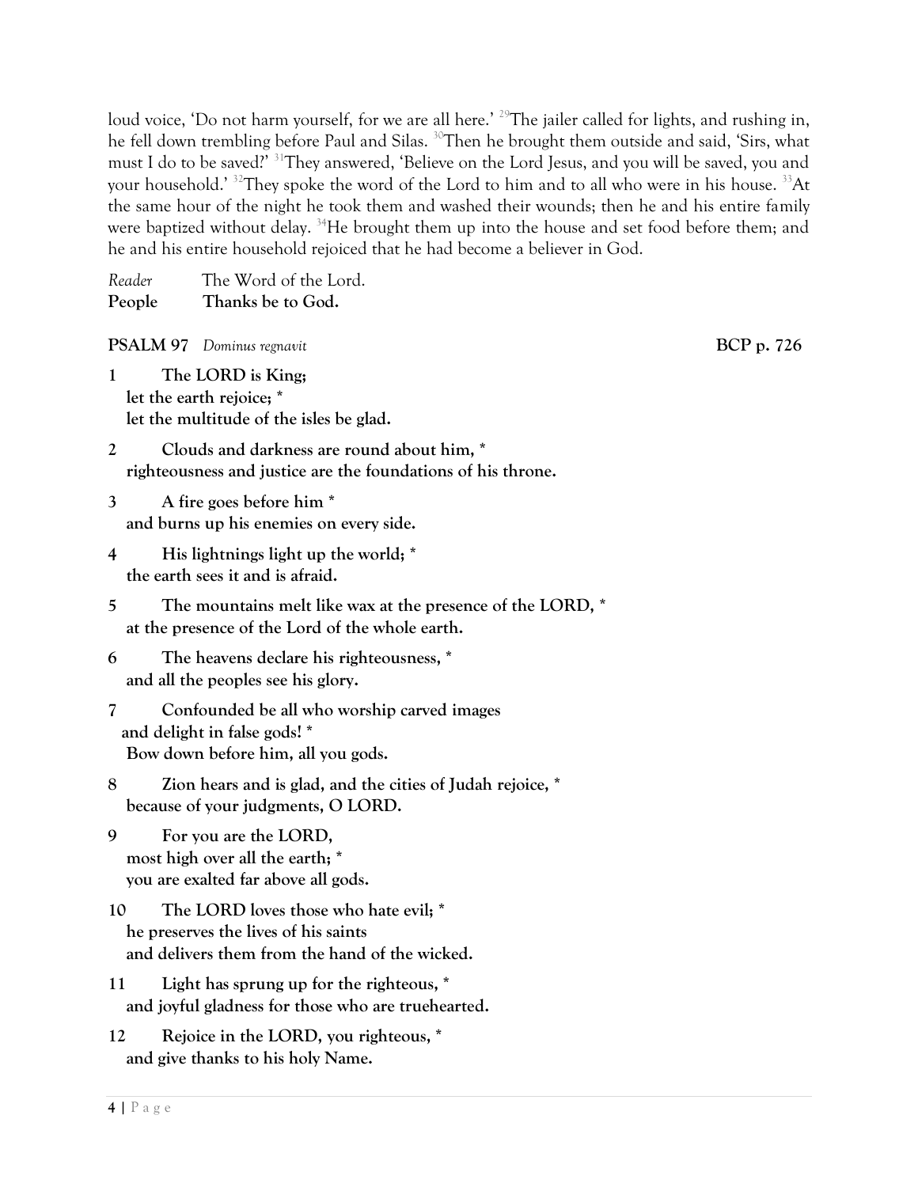loud voice, 'Do not harm yourself, for we are all here.' [29]The jailer called for lights, and rushing in, he fell down trembling before Paul and Silas. [30]Then he brought them outside and said, 'Sirs, what must I do to be saved?' [31]They answered, 'Believe on the Lord Jesus, and you will be saved, you and your household.' [32]They spoke the word of the Lord to him and to all who were in his house. [33]At the same hour of the night he took them and washed their wounds; then he and his entire family were baptized without delay. [34]He brought them up into the house and set food before them; and he and his entire household rejoiced that he had become a believer in God.

*Reader* The Word of the Lord.
**People Thanks be to God.**

**PSALM 97** *Dominus regnavit* **BCP p. 726**

**1 The LORD is King;**
**let the earth rejoice; ***
**let the multitude of the isles be glad.**

**2 Clouds and darkness are round about him, ***
**righteousness and justice are the foundations of his throne.**

**3 A fire goes before him ***
**and burns up his enemies on every side.**

**4 His lightnings light up the world; ***
**the earth sees it and is afraid.**

**5 The mountains melt like wax at the presence of the LORD, ***
**at the presence of the Lord of the whole earth.**

**6 The heavens declare his righteousness, ***
**and all the peoples see his glory.**

**7 Confounded be all who worship carved images**
**and delight in false gods! ***
**Bow down before him, all you gods.**

**8 Zion hears and is glad, and the cities of Judah rejoice, ***
**because of your judgments, O LORD.**

**9 For you are the LORD,**
**most high over all the earth; ***
**you are exalted far above all gods.**

**10 The LORD loves those who hate evil; ***
**he preserves the lives of his saints**
**and delivers them from the hand of the wicked.**

**11 Light has sprung up for the righteous, ***
**and joyful gladness for those who are truehearted.**

**12 Rejoice in the LORD, you righteous, ***
**and give thanks to his holy Name.**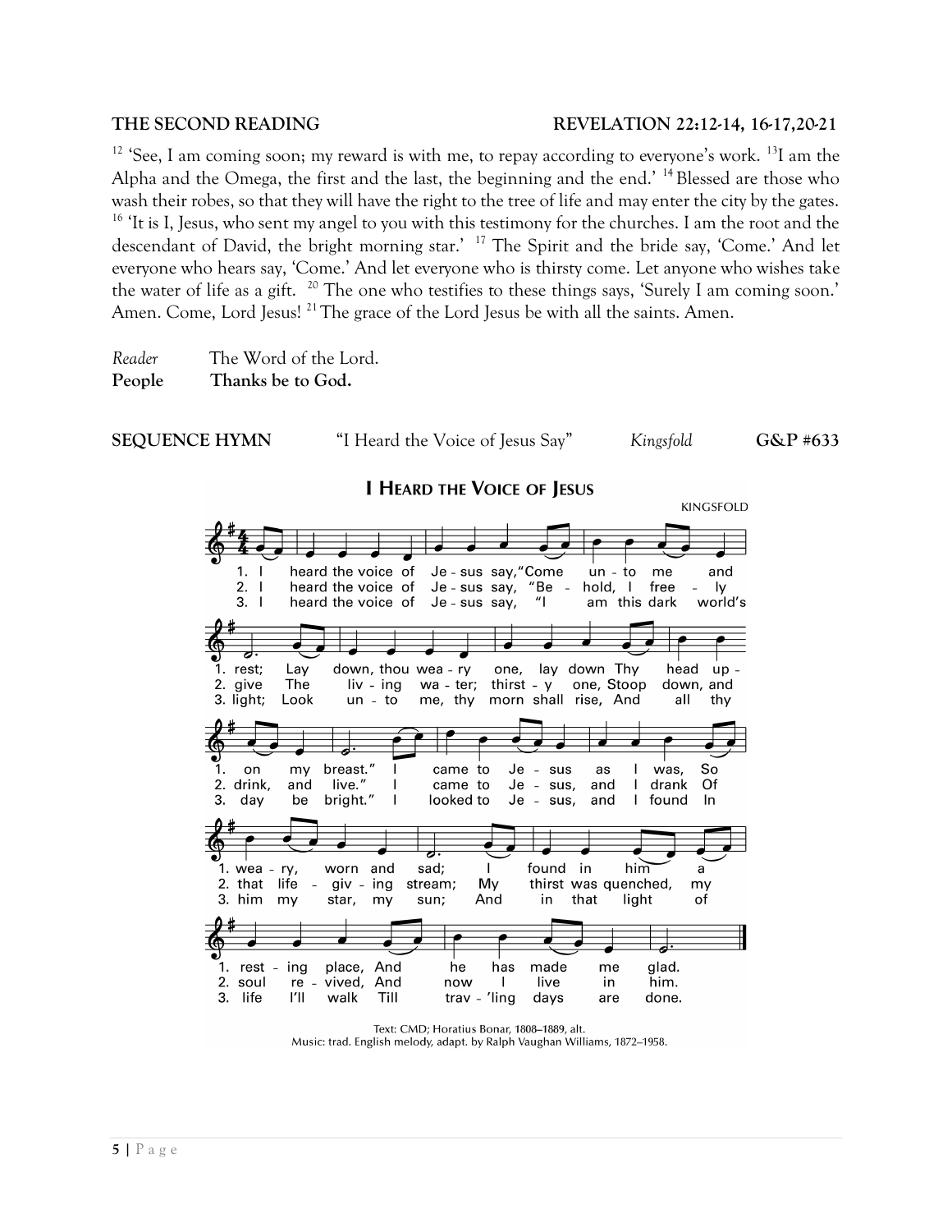**THE SECOND READING** **REVELATION 22:12-14, 16-17,20-21**

[12] 'See, I am coming soon; my reward is with me, to repay according to everyone's work. [13]I am the Alpha and the Omega, the first and the last, the beginning and the end.' [14] Blessed are those who wash their robes, so that they will have the right to the tree of life and may enter the city by the gates. [16] 'It is I, Jesus, who sent my angel to you with this testimony for the churches. I am the root and the descendant of David, the bright morning star.' [17] The Spirit and the bride say, 'Come.' And let everyone who hears say, 'Come.' And let everyone who is thirsty come. Let anyone who wishes take the water of life as a gift. [20] The one who testifies to these things says, 'Surely I am coming soon.' Amen. Come, Lord Jesus! [21] The grace of the Lord Jesus be with all the saints. Amen.

*Reader* The Word of the Lord.
**People** **Thanks be to God.**

**SEQUENCE HYMN** "I Heard the Voice of Jesus Say" *Kingsfold* **G&P #633**

**I HEARD THE VOICE OF JESUS**

KINGSFOLD

1. I heard the voice of Jesus say, "Come unto me and rest; Lay down, thou weary one, lay down Thy head upon my breast." I came to Jesus as I was, So weary, worn and sad; I found in him a resting place, And he has made me glad.

2. I heard the voice of Jesus say, "Behold, I freely give The living water; thirsty one, Stoop down, and drink, and live." I came to Jesus, and I drank Of that life-giving stream; My thirst was quenched, my soul revived, And now I live in him.

3. I heard the voice of Jesus say, "I am this dark world's light; Look unto me, thy morn shall rise, And all thy day be bright." I looked to Jesus, and I found In him my star, my sun; And in that light of life I'll walk Till trav'ling days are done.

Text: CMD; Horatius Bonar, 1808–1889, alt.
Music: trad. English melody, adapt. by Ralph Vaughan Williams, 1872–1958.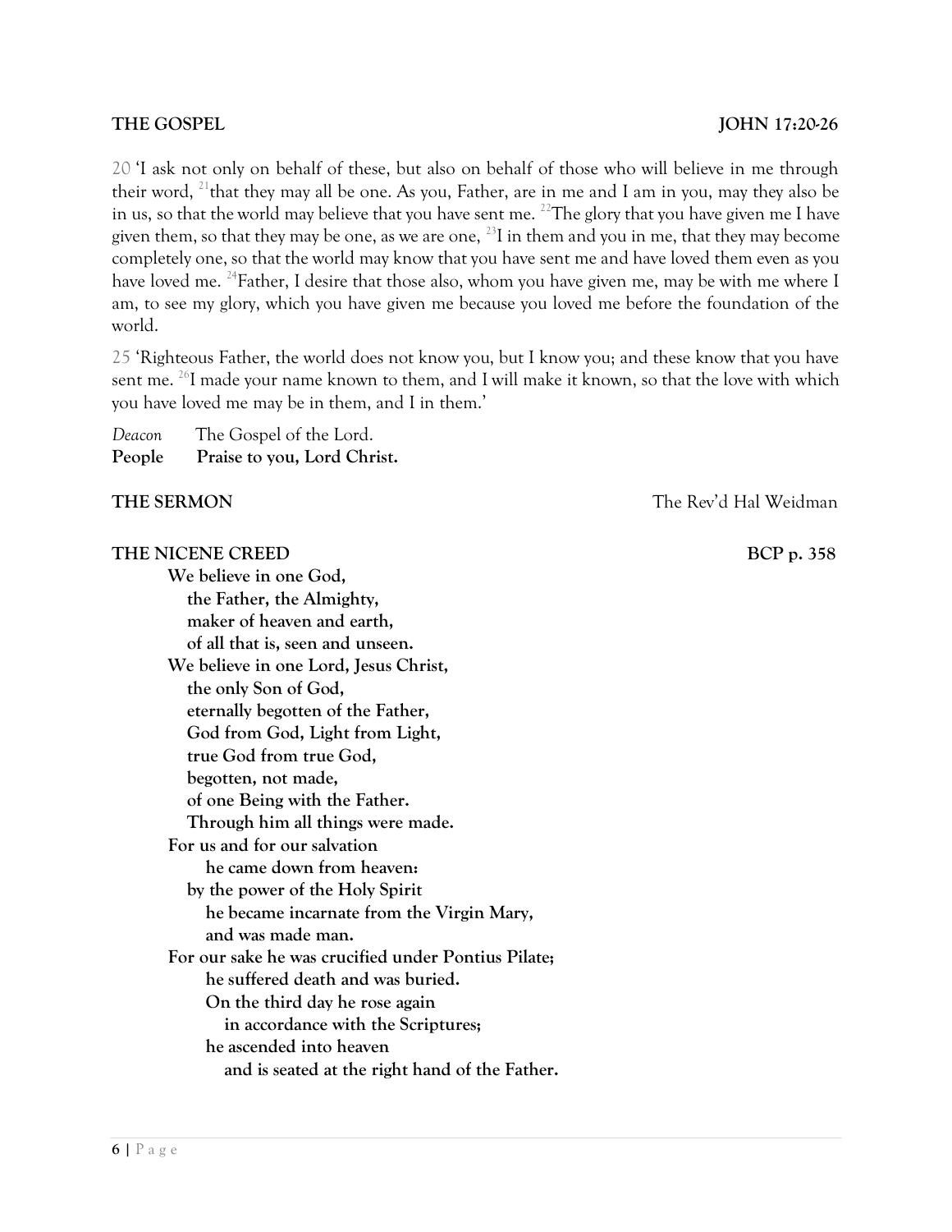**THE GOSPEL** **JOHN 17:20-26**

20 'I ask not only on behalf of these, but also on behalf of those who will believe in me through their word, [21]that they may all be one. As you, Father, are in me and I am in you, may they also be in us, so that the world may believe that you have sent me. [22]The glory that you have given me I have given them, so that they may be one, as we are one, [23]I in them and you in me, that they may become completely one, so that the world may know that you have sent me and have loved them even as you have loved me. [24]Father, I desire that those also, whom you have given me, may be with me where I am, to see my glory, which you have given me because you loved me before the foundation of the world.

25 'Righteous Father, the world does not know you, but I know you; and these know that you have sent me. [26]I made your name known to them, and I will make it known, so that the love with which you have loved me may be in them, and I in them.'

*Deacon* The Gospel of the Lord.
**People Praise to you, Lord Christ.**

**THE SERMON** The Rev'd Hal Weidman

**THE NICENE CREED** **BCP p. 358**

**We believe in one God,**
**the Father, the Almighty,**
**maker of heaven and earth,**
**of all that is, seen and unseen.**
**We believe in one Lord, Jesus Christ,**
**the only Son of God,**
**eternally begotten of the Father,**
**God from God, Light from Light,**
**true God from true God,**
**begotten, not made,**
**of one Being with the Father.**
**Through him all things were made.**
**For us and for our salvation**
**he came down from heaven:**
**by the power of the Holy Spirit**
**he became incarnate from the Virgin Mary,**
**and was made man.**
**For our sake he was crucified under Pontius Pilate;**
**he suffered death and was buried.**
**On the third day he rose again**
**in accordance with the Scriptures;**
**he ascended into heaven**
**and is seated at the right hand of the Father.**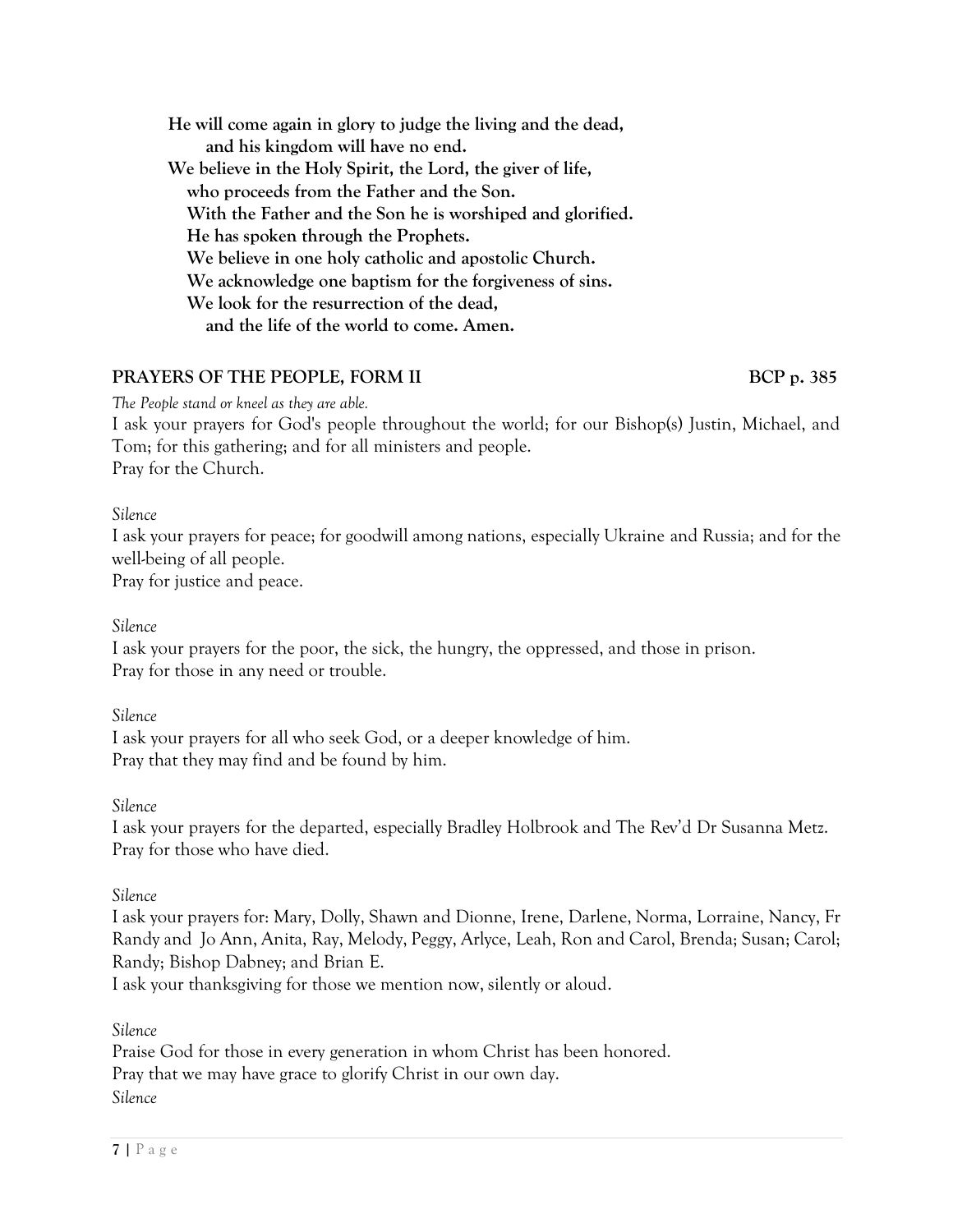**He will come again in glory to judge the living and the dead,**
**and his kingdom will have no end.**
**We believe in the Holy Spirit, the Lord, the giver of life,**
**who proceeds from the Father and the Son.**
**With the Father and the Son he is worshiped and glorified.**
**He has spoken through the Prophets.**
**We believe in one holy catholic and apostolic Church.**
**We acknowledge one baptism for the forgiveness of sins.**
**We look for the resurrection of the dead,**
**and the life of the world to come. Amen.**

## PRAYERS OF THE PEOPLE, FORM II — BCP p. 385

*The People stand or kneel as they are able.*

I ask your prayers for God's people throughout the world; for our Bishop(s) Justin, Michael, and Tom; for this gathering; and for all ministers and people.
Pray for the Church.

*Silence*

I ask your prayers for peace; for goodwill among nations, especially Ukraine and Russia; and for the well-being of all people.
Pray for justice and peace.

*Silence*

I ask your prayers for the poor, the sick, the hungry, the oppressed, and those in prison.
Pray for those in any need or trouble.

*Silence*

I ask your prayers for all who seek God, or a deeper knowledge of him.
Pray that they may find and be found by him.

*Silence*

I ask your prayers for the departed, especially Bradley Holbrook and The Rev'd Dr Susanna Metz.
Pray for those who have died.

*Silence*

I ask your prayers for: Mary, Dolly, Shawn and Dionne, Irene, Darlene, Norma, Lorraine, Nancy, Fr Randy and Jo Ann, Anita, Ray, Melody, Peggy, Arlyce, Leah, Ron and Carol, Brenda; Susan; Carol; Randy; Bishop Dabney; and Brian E.
I ask your thanksgiving for those we mention now, silently or aloud.

*Silence*

Praise God for those in every generation in whom Christ has been honored.
Pray that we may have grace to glorify Christ in our own day.

*Silence*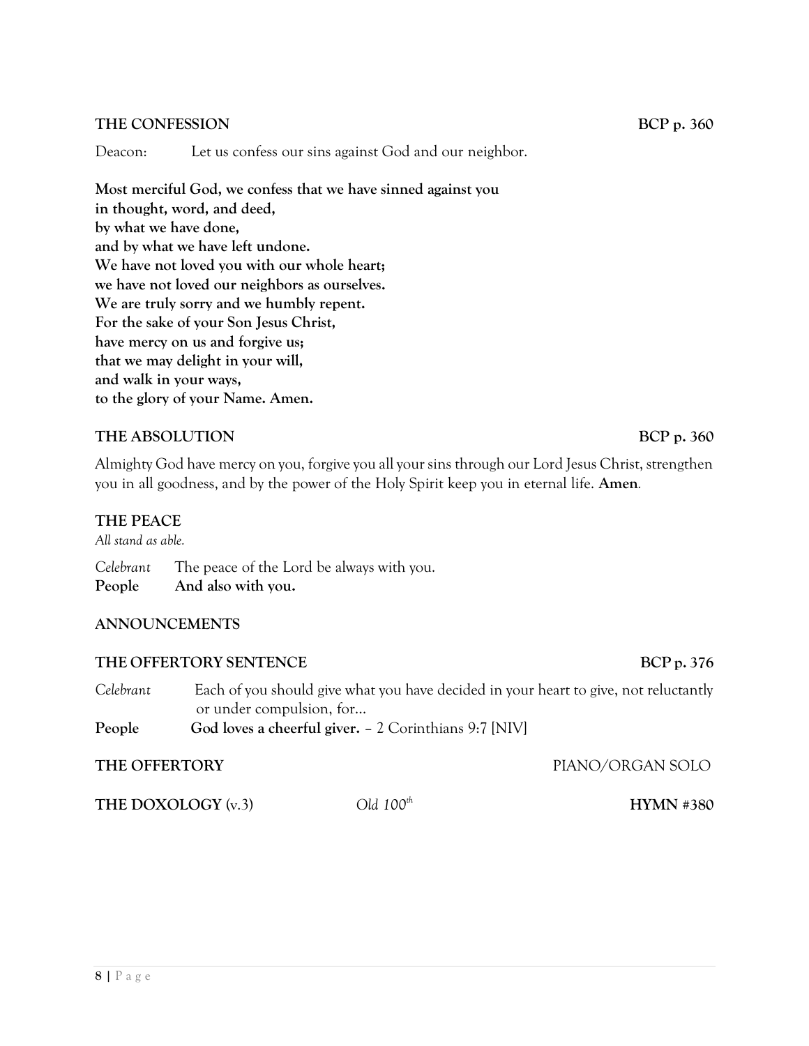## THE CONFESSION — BCP p. 360

Deacon: Let us confess our sins against God and our neighbor.

**Most merciful God, we confess that we have sinned against you**
**in thought, word, and deed,**
**by what we have done,**
**and by what we have left undone.**
**We have not loved you with our whole heart;**
**we have not loved our neighbors as ourselves.**
**We are truly sorry and we humbly repent.**
**For the sake of your Son Jesus Christ,**
**have mercy on us and forgive us;**
**that we may delight in your will,**
**and walk in your ways,**
**to the glory of your Name. Amen.**

## THE ABSOLUTION — BCP p. 360

Almighty God have mercy on you, forgive you all your sins through our Lord Jesus Christ, strengthen you in all goodness, and by the power of the Holy Spirit keep you in eternal life. **Amen**.

## THE PEACE

*All stand as able.*

*Celebrant* The peace of the Lord be always with you.
**People And also with you.**

## ANNOUNCEMENTS

## THE OFFERTORY SENTENCE — BCP p. 376

*Celebrant* Each of you should give what you have decided in your heart to give, not reluctantly or under compulsion, for…
**People God loves a cheerful giver.** – 2 Corinthians 9:7 [NIV]

## THE OFFERTORY — PIANO/ORGAN SOLO

## THE DOXOLOGY (v.3) — *Old 100th* — HYMN #380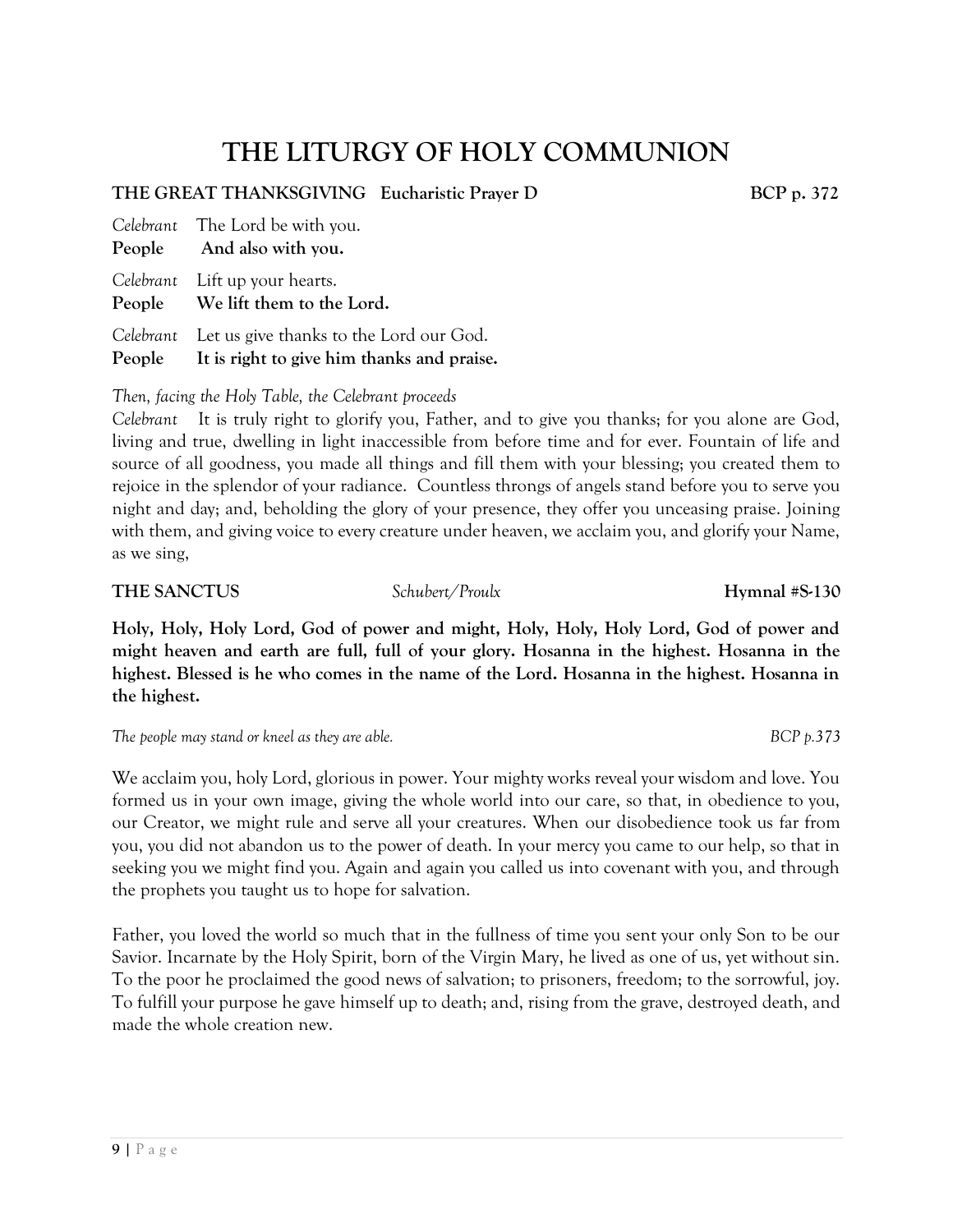# THE LITURGY OF HOLY COMMUNION

**THE GREAT THANKSGIVING Eucharistic Prayer D** **BCP p. 372**

*Celebrant* The Lord be with you.
**People And also with you.**

*Celebrant* Lift up your hearts.
**People We lift them to the Lord.**

*Celebrant* Let us give thanks to the Lord our God.
**People It is right to give him thanks and praise.**

*Then, facing the Holy Table, the Celebrant proceeds*

*Celebrant* It is truly right to glorify you, Father, and to give you thanks; for you alone are God, living and true, dwelling in light inaccessible from before time and for ever. Fountain of life and source of all goodness, you made all things and fill them with your blessing; you created them to rejoice in the splendor of your radiance. Countless throngs of angels stand before you to serve you night and day; and, beholding the glory of your presence, they offer you unceasing praise. Joining with them, and giving voice to every creature under heaven, we acclaim you, and glorify your Name, as we sing,

**THE SANCTUS** *Schubert/Proulx* **Hymnal #S-130**

**Holy, Holy, Holy Lord, God of power and might, Holy, Holy, Holy Lord, God of power and might heaven and earth are full, full of your glory. Hosanna in the highest. Hosanna in the highest. Blessed is he who comes in the name of the Lord. Hosanna in the highest. Hosanna in the highest.**

*The people may stand or kneel as they are able.* *BCP p.373*

We acclaim you, holy Lord, glorious in power. Your mighty works reveal your wisdom and love. You formed us in your own image, giving the whole world into our care, so that, in obedience to you, our Creator, we might rule and serve all your creatures. When our disobedience took us far from you, you did not abandon us to the power of death. In your mercy you came to our help, so that in seeking you we might find you. Again and again you called us into covenant with you, and through the prophets you taught us to hope for salvation.

Father, you loved the world so much that in the fullness of time you sent your only Son to be our Savior. Incarnate by the Holy Spirit, born of the Virgin Mary, he lived as one of us, yet without sin. To the poor he proclaimed the good news of salvation; to prisoners, freedom; to the sorrowful, joy. To fulfill your purpose he gave himself up to death; and, rising from the grave, destroyed death, and made the whole creation new.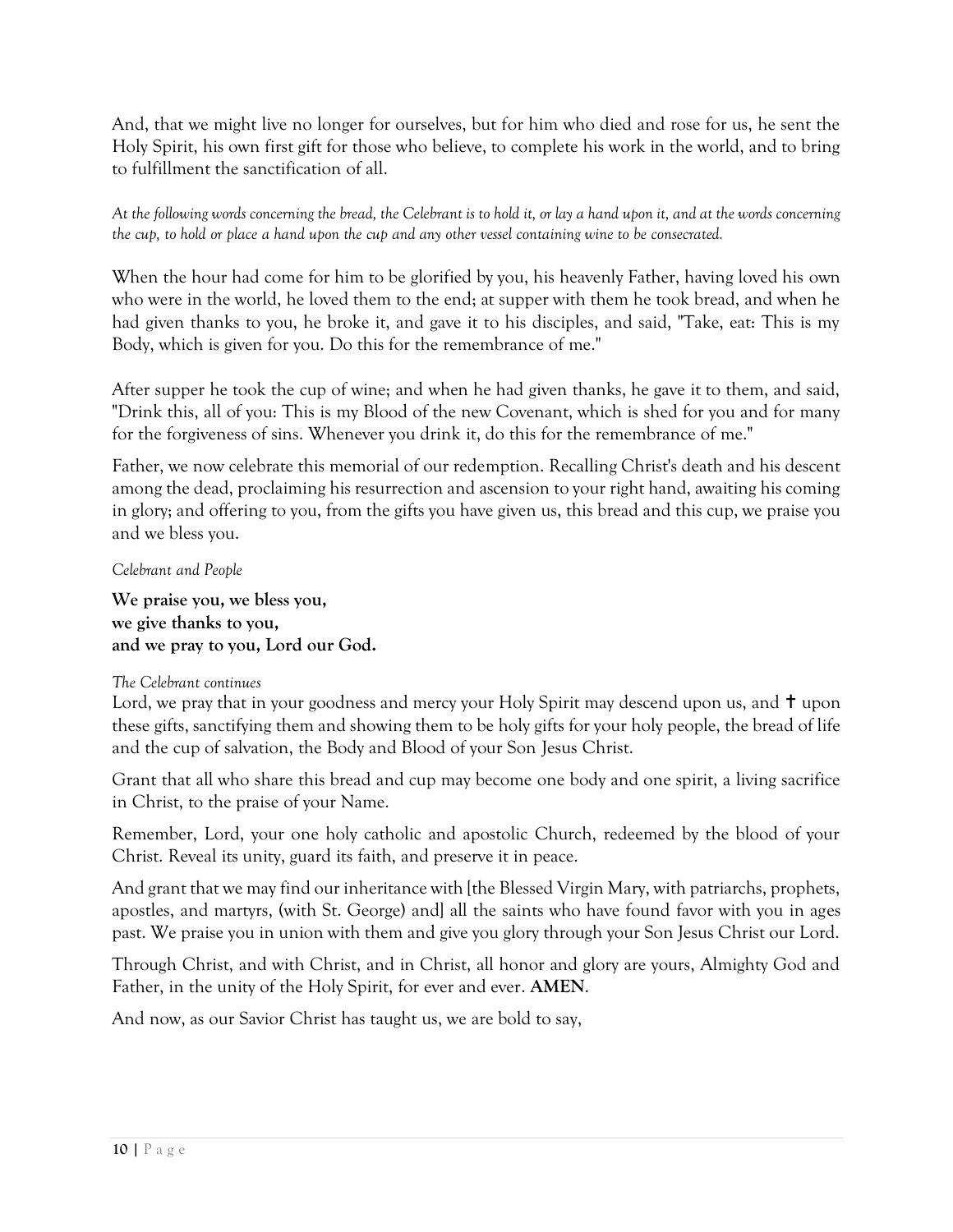And, that we might live no longer for ourselves, but for him who died and rose for us, he sent the Holy Spirit, his own first gift for those who believe, to complete his work in the world, and to bring to fulfillment the sanctification of all.

*At the following words concerning the bread, the Celebrant is to hold it, or lay a hand upon it, and at the words concerning the cup, to hold or place a hand upon the cup and any other vessel containing wine to be consecrated.*

When the hour had come for him to be glorified by you, his heavenly Father, having loved his own who were in the world, he loved them to the end; at supper with them he took bread, and when he had given thanks to you, he broke it, and gave it to his disciples, and said, "Take, eat: This is my Body, which is given for you. Do this for the remembrance of me."

After supper he took the cup of wine; and when he had given thanks, he gave it to them, and said, "Drink this, all of you: This is my Blood of the new Covenant, which is shed for you and for many for the forgiveness of sins. Whenever you drink it, do this for the remembrance of me."

Father, we now celebrate this memorial of our redemption. Recalling Christ's death and his descent among the dead, proclaiming his resurrection and ascension to your right hand, awaiting his coming in glory; and offering to you, from the gifts you have given us, this bread and this cup, we praise you and we bless you.

*Celebrant and People*

**We praise you, we bless you,**
**we give thanks to you,**
**and we pray to you, Lord our God.**

*The Celebrant continues*

Lord, we pray that in your goodness and mercy your Holy Spirit may descend upon us, and ✝ upon these gifts, sanctifying them and showing them to be holy gifts for your holy people, the bread of life and the cup of salvation, the Body and Blood of your Son Jesus Christ.

Grant that all who share this bread and cup may become one body and one spirit, a living sacrifice in Christ, to the praise of your Name.

Remember, Lord, your one holy catholic and apostolic Church, redeemed by the blood of your Christ. Reveal its unity, guard its faith, and preserve it in peace.

And grant that we may find our inheritance with [the Blessed Virgin Mary, with patriarchs, prophets, apostles, and martyrs, (with St. George) and] all the saints who have found favor with you in ages past. We praise you in union with them and give you glory through your Son Jesus Christ our Lord.

Through Christ, and with Christ, and in Christ, all honor and glory are yours, Almighty God and Father, in the unity of the Holy Spirit, for ever and ever. **AMEN**.

And now, as our Savior Christ has taught us, we are bold to say,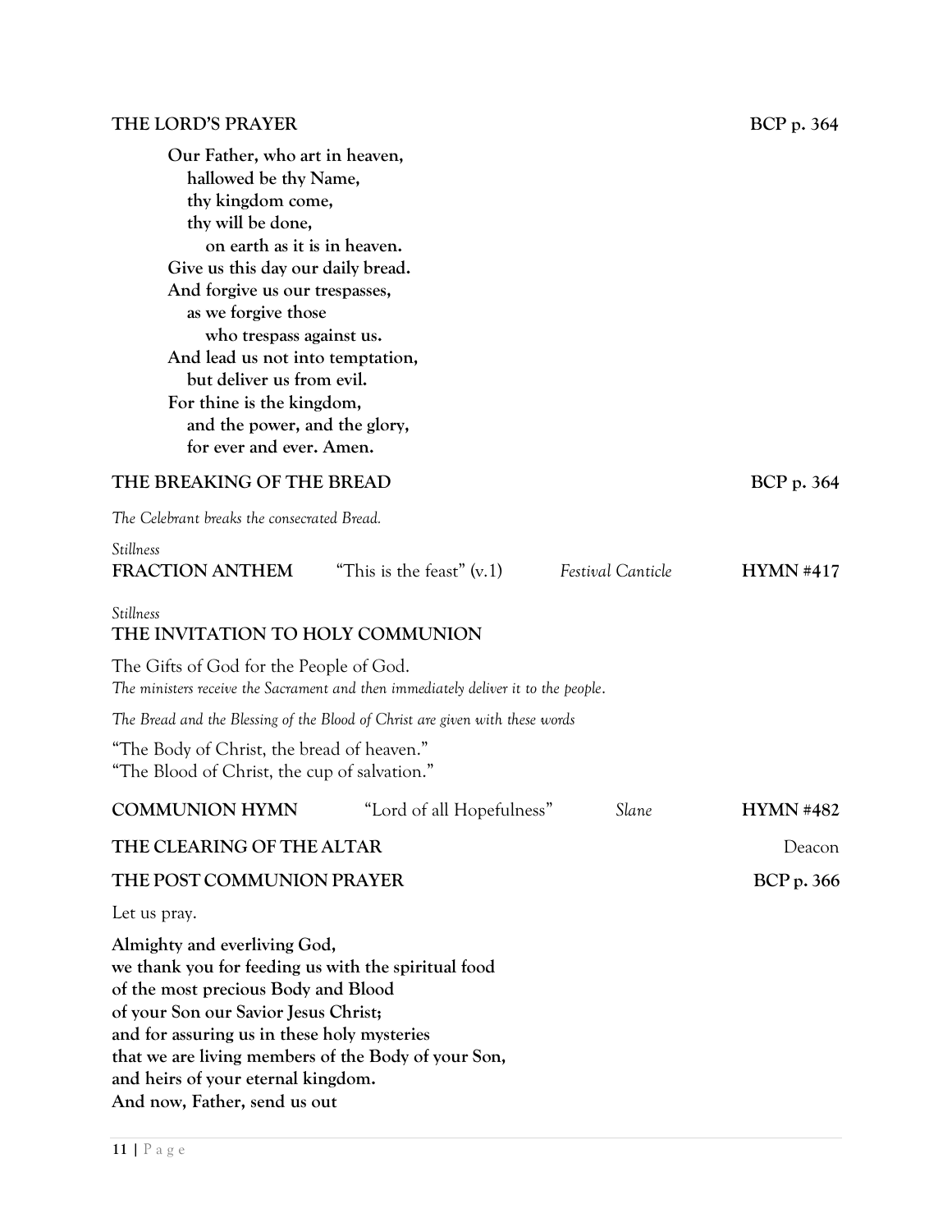**THE LORD'S PRAYER** BCP p. 364

**Our Father, who art in heaven,**
**hallowed be thy Name,**
**thy kingdom come,**
**thy will be done,**
**on earth as it is in heaven.**
**Give us this day our daily bread.**
**And forgive us our trespasses,**
**as we forgive those**
**who trespass against us.**
**And lead us not into temptation,**
**but deliver us from evil.**
**For thine is the kingdom,**
**and the power, and the glory,**
**for ever and ever. Amen.**

**THE BREAKING OF THE BREAD** BCP p. 364

*The Celebrant breaks the consecrated Bread.*

*Stillness*

**FRACTION ANTHEM** "This is the feast" (v.1) *Festival Canticle* **HYMN #417**

*Stillness*

**THE INVITATION TO HOLY COMMUNION**

The Gifts of God for the People of God.

*The ministers receive the Sacrament and then immediately deliver it to the people.*

*The Bread and the Blessing of the Blood of Christ are given with these words*

"The Body of Christ, the bread of heaven."
"The Blood of Christ, the cup of salvation."

**COMMUNION HYMN** "Lord of all Hopefulness" *Slane* **HYMN #482**

**THE CLEARING OF THE ALTAR** Deacon

**THE POST COMMUNION PRAYER** BCP p. 366

Let us pray.

**Almighty and everliving God,**
**we thank you for feeding us with the spiritual food**
**of the most precious Body and Blood**
**of your Son our Savior Jesus Christ;**
**and for assuring us in these holy mysteries**
**that we are living members of the Body of your Son,**
**and heirs of your eternal kingdom.**
**And now, Father, send us out**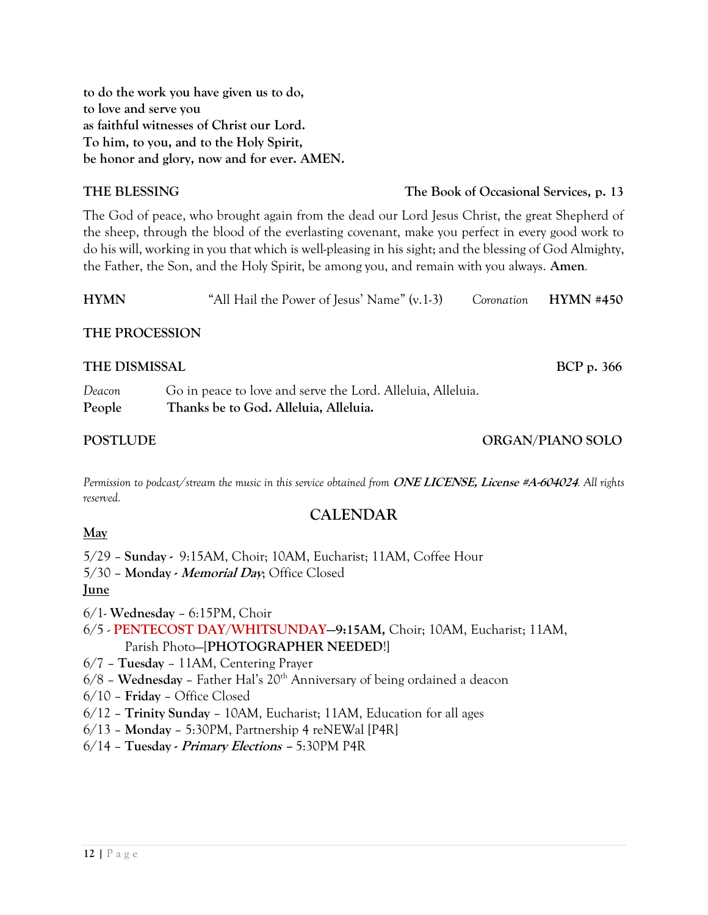**to do the work you have given us to do,**
**to love and serve you**
**as faithful witnesses of Christ our Lord.**
**To him, to you, and to the Holy Spirit,**
**be honor and glory, now and for ever. AMEN.**

**THE BLESSING** **The Book of Occasional Services, p. 13**

The God of peace, who brought again from the dead our Lord Jesus Christ, the great Shepherd of the sheep, through the blood of the everlasting covenant, make you perfect in every good work to do his will, working in you that which is well-pleasing in his sight; and the blessing of God Almighty, the Father, the Son, and the Holy Spirit, be among you, and remain with you always. **Amen**.

**HYMN** "All Hail the Power of Jesus' Name" (v.1-3) *Coronation* **HYMN #450**

**THE PROCESSION**

**THE DISMISSAL** **BCP p. 366**

*Deacon* Go in peace to love and serve the Lord. Alleluia, Alleluia.
**People** **Thanks be to God. Alleluia, Alleluia.**

**POSTLUDE** **ORGAN/PIANO SOLO**

*Permission to podcast/stream the music in this service obtained from* ***ONE LICENSE, License #A-604024****. All rights reserved.*

## CALENDAR

**May**

5/29 – **Sunday -** 9:15AM, Choir; 10AM, Eucharist; 11AM, Coffee Hour
5/30 – **Monday -** ***Memorial Day***; Office Closed

**June**

6/1- **Wednesday** – 6:15PM, Choir
6/5 - **PENTECOST DAY/WHITSUNDAY**—**9:15AM,** Choir; 10AM, Eucharist; 11AM, Parish Photo—[**PHOTOGRAPHER NEEDED**!]
6/7 – **Tuesday** – 11AM, Centering Prayer
6/8 – **Wednesday** – Father Hal's 20th Anniversary of being ordained a deacon
6/10 – **Friday** – Office Closed
6/12 – **Trinity Sunday** – 10AM, Eucharist; 11AM, Education for all ages
6/13 – **Monday** – 5:30PM, Partnership 4 reNEWal [P4R]
6/14 – **Tuesday -** ***Primary Elections*** – 5:30PM P4R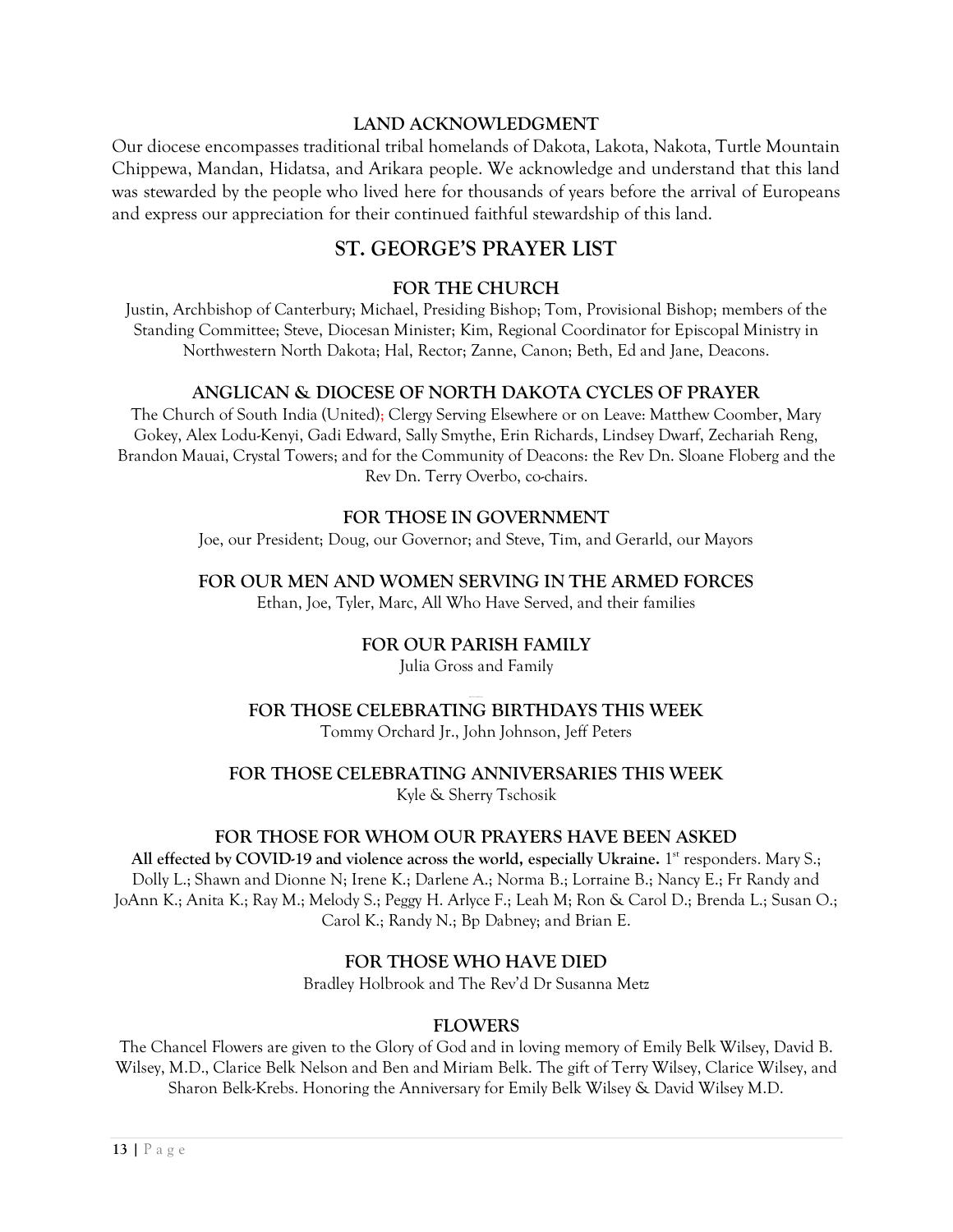## LAND ACKNOWLEDGMENT

Our diocese encompasses traditional tribal homelands of Dakota, Lakota, Nakota, Turtle Mountain Chippewa, Mandan, Hidatsa, and Arikara people. We acknowledge and understand that this land was stewarded by the people who lived here for thousands of years before the arrival of Europeans and express our appreciation for their continued faithful stewardship of this land.

# ST. GEORGE'S PRAYER LIST

### FOR THE CHURCH

Justin, Archbishop of Canterbury; Michael, Presiding Bishop; Tom, Provisional Bishop; members of the Standing Committee; Steve, Diocesan Minister; Kim, Regional Coordinator for Episcopal Ministry in Northwestern North Dakota; Hal, Rector; Zanne, Canon; Beth, Ed and Jane, Deacons.

### ANGLICAN & DIOCESE OF NORTH DAKOTA CYCLES OF PRAYER

The Church of South India (United); Clergy Serving Elsewhere or on Leave: Matthew Coomber, Mary Gokey, Alex Lodu-Kenyi, Gadi Edward, Sally Smythe, Erin Richards, Lindsey Dwarf, Zechariah Reng, Brandon Mauai, Crystal Towers; and for the Community of Deacons: the Rev Dn. Sloane Floberg and the Rev Dn. Terry Overbo, co-chairs.

### FOR THOSE IN GOVERNMENT

Joe, our President; Doug, our Governor; and Steve, Tim, and Gerarld, our Mayors

### FOR OUR MEN AND WOMEN SERVING IN THE ARMED FORCES

Ethan, Joe, Tyler, Marc, All Who Have Served, and their families

### FOR OUR PARISH FAMILY

Julia Gross and Family

### FOR THOSE CELEBRATING BIRTHDAYS THIS WEEK

Tommy Orchard Jr., John Johnson, Jeff Peters

### FOR THOSE CELEBRATING ANNIVERSARIES THIS WEEK

Kyle & Sherry Tschosik

### FOR THOSE FOR WHOM OUR PRAYERS HAVE BEEN ASKED

**All effected by COVID-19 and violence across the world, especially Ukraine.** 1st responders. Mary S.; Dolly L.; Shawn and Dionne N; Irene K.; Darlene A.; Norma B.; Lorraine B.; Nancy E.; Fr Randy and JoAnn K.; Anita K.; Ray M.; Melody S.; Peggy H. Arlyce F.; Leah M; Ron & Carol D.; Brenda L.; Susan O.; Carol K.; Randy N.; Bp Dabney; and Brian E.

### FOR THOSE WHO HAVE DIED

Bradley Holbrook and The Rev'd Dr Susanna Metz

### FLOWERS

The Chancel Flowers are given to the Glory of God and in loving memory of Emily Belk Wilsey, David B. Wilsey, M.D., Clarice Belk Nelson and Ben and Miriam Belk. The gift of Terry Wilsey, Clarice Wilsey, and Sharon Belk-Krebs. Honoring the Anniversary for Emily Belk Wilsey & David Wilsey M.D.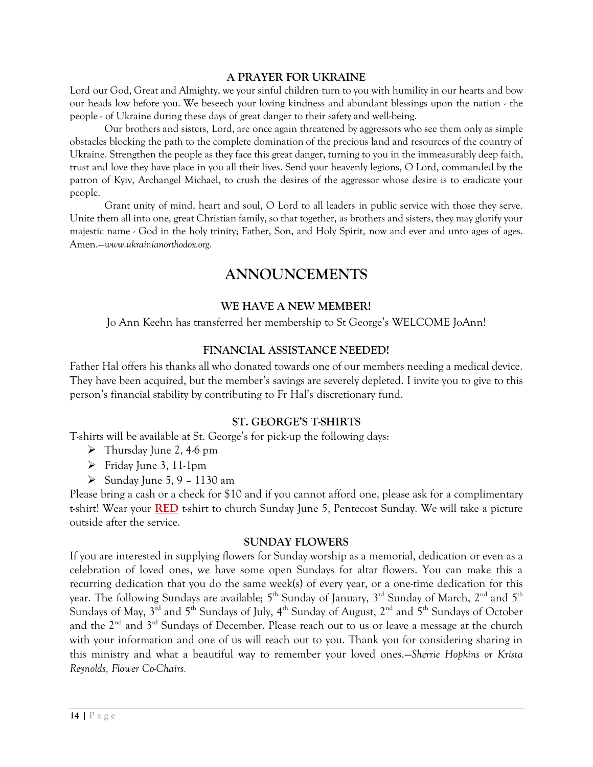### A PRAYER FOR UKRAINE

Lord our God, Great and Almighty, we your sinful children turn to you with humility in our hearts and bow our heads low before you. We beseech your loving kindness and abundant blessings upon the nation - the people - of Ukraine during these days of great danger to their safety and well-being.

Our brothers and sisters, Lord, are once again threatened by aggressors who see them only as simple obstacles blocking the path to the complete domination of the precious land and resources of the country of Ukraine. Strengthen the people as they face this great danger, turning to you in the immeasurably deep faith, trust and love they have place in you all their lives. Send your heavenly legions, O Lord, commanded by the patron of Kyiv, Archangel Michael, to crush the desires of the aggressor whose desire is to eradicate your people.

Grant unity of mind, heart and soul, O Lord to all leaders in public service with those they serve. Unite them all into one, great Christian family, so that together, as brothers and sisters, they may glorify your majestic name - God in the holy trinity; Father, Son, and Holy Spirit, now and ever and unto ages of ages. Amen.—*www.ukrainianorthodox.org.*

# ANNOUNCEMENTS

### WE HAVE A NEW MEMBER!

Jo Ann Keehn has transferred her membership to St George's WELCOME JoAnn!

### FINANCIAL ASSISTANCE NEEDED!

Father Hal offers his thanks all who donated towards one of our members needing a medical device. They have been acquired, but the member's savings are severely depleted. I invite you to give to this person's financial stability by contributing to Fr Hal's discretionary fund.

### ST. GEORGE'S T-SHIRTS

T-shirts will be available at St. George's for pick-up the following days:

- Thursday June 2, 4-6 pm
- Friday June 3, 11-1pm
- Sunday June 5, 9 – 1130 am

Please bring a cash or a check for $10 and if you cannot afford one, please ask for a complimentary t-shirt! Wear your **RED** t-shirt to church Sunday June 5, Pentecost Sunday. We will take a picture outside after the service.

### SUNDAY FLOWERS

If you are interested in supplying flowers for Sunday worship as a memorial, dedication or even as a celebration of loved ones, we have some open Sundays for altar flowers. You can make this a recurring dedication that you do the same week(s) of every year, or a one-time dedication for this year. The following Sundays are available; 5th Sunday of January, 3rd Sunday of March, 2nd and 5th Sundays of May, 3rd and 5th Sundays of July, 4th Sunday of August, 2nd and 5th Sundays of October and the 2nd and 3rd Sundays of December. Please reach out to us or leave a message at the church with your information and one of us will reach out to you. Thank you for considering sharing in this ministry and what a beautiful way to remember your loved ones.—*Sherrie Hopkins or Krista Reynolds, Flower Co-Chairs.*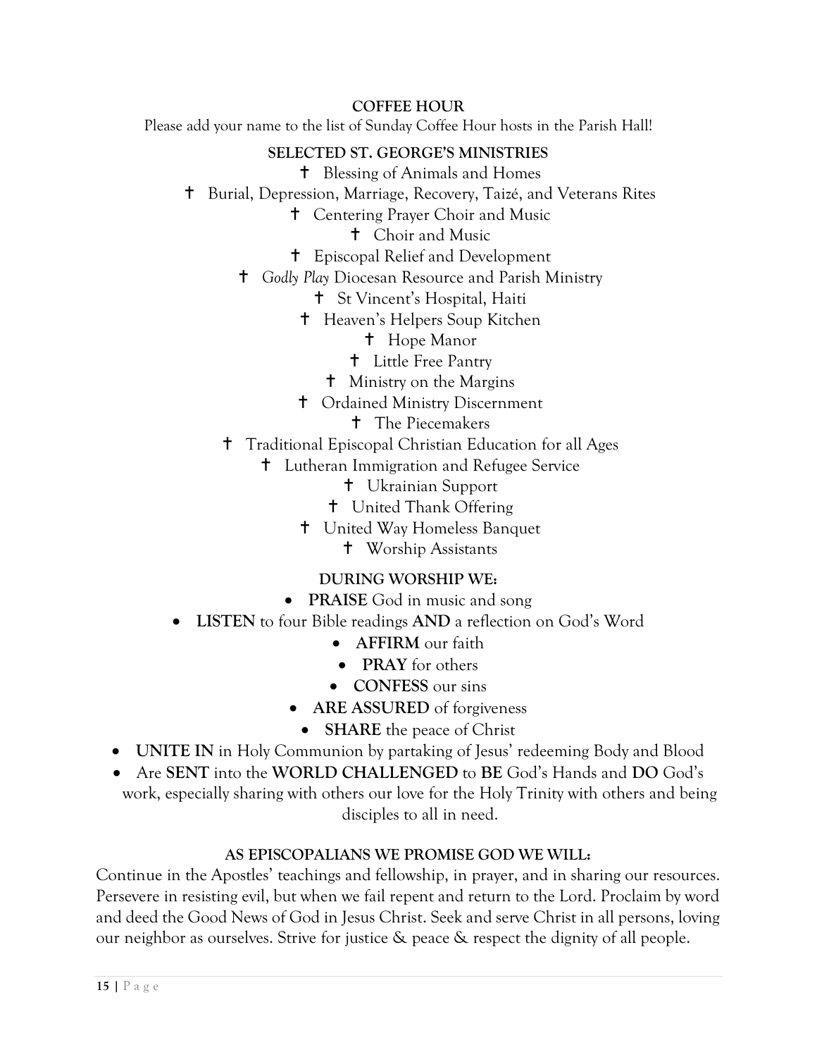**COFFEE HOUR**

Please add your name to the list of Sunday Coffee Hour hosts in the Parish Hall!

**SELECTED ST. GEORGE'S MINISTRIES**

- ✝ Blessing of Animals and Homes
- ✝ Burial, Depression, Marriage, Recovery, Taizé, and Veterans Rites
- ✝ Centering Prayer Choir and Music
- ✝ Choir and Music
- ✝ Episcopal Relief and Development
- ✝ *Godly Play* Diocesan Resource and Parish Ministry
- ✝ St Vincent's Hospital, Haiti
- ✝ Heaven's Helpers Soup Kitchen
- ✝ Hope Manor
- ✝ Little Free Pantry
- ✝ Ministry on the Margins
- ✝ Ordained Ministry Discernment
- ✝ The Piecemakers
- ✝ Traditional Episcopal Christian Education for all Ages
- ✝ Lutheran Immigration and Refugee Service
- ✝ Ukrainian Support
- ✝ United Thank Offering
- ✝ United Way Homeless Banquet
- ✝ Worship Assistants

**DURING WORSHIP WE:**

- **PRAISE** God in music and song
- **LISTEN** to four Bible readings **AND** a reflection on God's Word
- **AFFIRM** our faith
- **PRAY** for others
- **CONFESS** our sins
- **ARE ASSURED** of forgiveness
- **SHARE** the peace of Christ
- **UNITE IN** in Holy Communion by partaking of Jesus' redeeming Body and Blood
- Are **SENT** into the **WORLD CHALLENGED** to **BE** God's Hands and **DO** God's work, especially sharing with others our love for the Holy Trinity with others and being disciples to all in need.

**AS EPISCOPALIANS WE PROMISE GOD WE WILL:**

Continue in the Apostles' teachings and fellowship, in prayer, and in sharing our resources. Persevere in resisting evil, but when we fail repent and return to the Lord. Proclaim by word and deed the Good News of God in Jesus Christ. Seek and serve Christ in all persons, loving our neighbor as ourselves. Strive for justice & peace & respect the dignity of all people.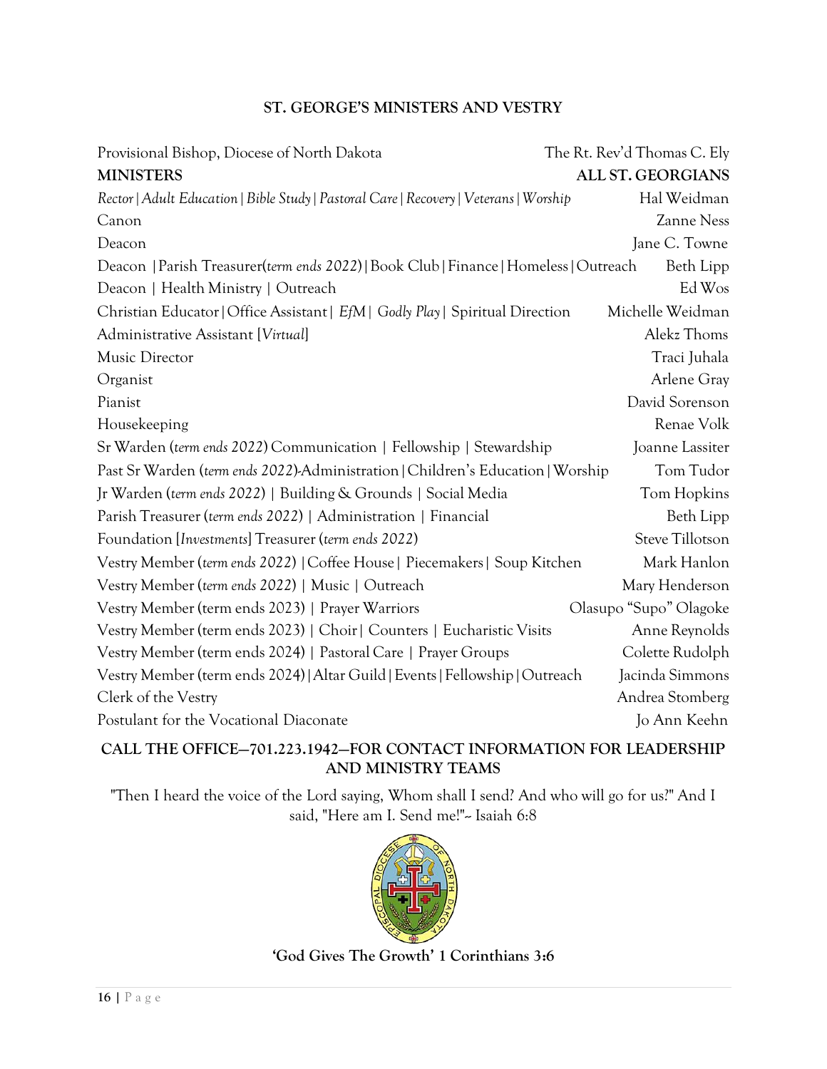## ST. GEORGE'S MINISTERS AND VESTRY

| | |
|---|---|
| Provisional Bishop, Diocese of North Dakota | The Rt. Rev'd Thomas C. Ely |
| **MINISTERS** | **ALL ST. GEORGIANS** |
| *Rector \| Adult Education \| Bible Study \| Pastoral Care \| Recovery \| Veterans \| Worship* | Hal Weidman |
| Canon | Zanne Ness |
| Deacon | Jane C. Towne |
| Deacon \| Parish Treasurer(*term ends 2022*) \| Book Club \| Finance \| Homeless \| Outreach | Beth Lipp |
| Deacon \| Health Ministry \| Outreach | Ed Wos |
| Christian Educator \| Office Assistant \| *EfM* \| *Godly Play* \| Spiritual Direction | Michelle Weidman |
| Administrative Assistant [*Virtual*] | Alekz Thoms |
| Music Director | Traci Juhala |
| Organist | Arlene Gray |
| Pianist | David Sorenson |
| Housekeeping | Renae Volk |
| Sr Warden (*term ends 2022*) Communication \| Fellowship \| Stewardship | Joanne Lassiter |
| Past Sr Warden (*term ends 2022*)-Administration \| Children's Education \| Worship | Tom Tudor |
| Jr Warden (*term ends 2022*) \| Building & Grounds \| Social Media | Tom Hopkins |
| Parish Treasurer (*term ends 2022*) \| Administration \| Financial | Beth Lipp |
| Foundation [*Investments*] Treasurer (*term ends 2022*) | Steve Tillotson |
| Vestry Member (*term ends 2022*) \| Coffee House \| Piecemakers \| Soup Kitchen | Mark Hanlon |
| Vestry Member (*term ends 2022*) \| Music \| Outreach | Mary Henderson |
| Vestry Member (term ends 2023) \| Prayer Warriors | Olasupo "Supo" Olagoke |
| Vestry Member (term ends 2023) \| Choir \| Counters \| Eucharistic Visits | Anne Reynolds |
| Vestry Member (term ends 2024) \| Pastoral Care \| Prayer Groups | Colette Rudolph |
| Vestry Member (term ends 2024) \| Altar Guild \| Events \| Fellowship \| Outreach | Jacinda Simmons |
| Clerk of the Vestry | Andrea Stomberg |
| Postulant for the Vocational Diaconate | Jo Ann Keehn |

**CALL THE OFFICE—701.223.1942—FOR CONTACT INFORMATION FOR LEADERSHIP AND MINISTRY TEAMS**

"Then I heard the voice of the Lord saying, Whom shall I send? And who will go for us?" And I said, "Here am I. Send me!"~ Isaiah 6:8

**'God Gives The Growth' 1 Corinthians 3:6**